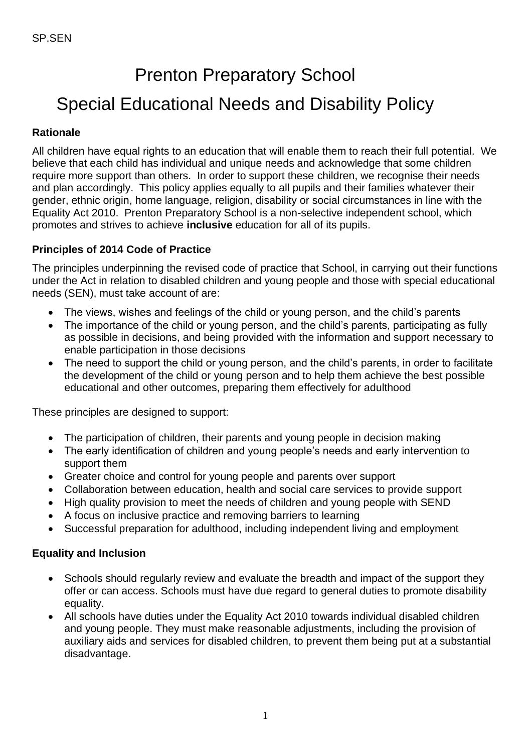SP.SEN

# Prenton Preparatory School

# Special Educational Needs and Disability Policy

### Rationale

All children have equal rights to an education that will enable them to reach their full potential. We believe that each child has individual and unique needs and acknowledge that some children require more support than others. In order to support these children, we recognise their needs and plan accordingly. This policy applies equally to all pupils and their families whatever their gender, ethnic origin, home language, religion, disability or social circumstances in line with the Equality Act 2010. Prenton Preparatory School is a non-selective independent school, which promotes and strives to achieve **inclusive** education for all of its pupils.

### Principles of 2014 Code of Practice

The principles underpinning the revised code of practice that School, in carrying out their functions under the Act in relation to disabled children and young people and those with special educational needs (SEN), must take account of are:

- The views, wishes and feelings of the child or young person, and the child's parents
- The importance of the child or young person, and the child's parents, participating as fully as possible in decisions, and being provided with the information and support necessary to enable participation in those decisions
- The need to support the child or young person, and the child's parents, in order to facilitate the development of the child or young person and to help them achieve the best possible educational and other outcomes, preparing them effectively for adulthood

These principles are designed to support:

- The participation of children, their parents and young people in decision making
- The early identification of children and young people's needs and early intervention to support them
- Greater choice and control for young people and parents over support
- Collaboration between education, health and social care services to provide support
- High quality provision to meet the needs of children and young people with SEND
- A focus on inclusive practice and removing barriers to learning
- Successful preparation for adulthood, including independent living and employment

### Equality and Inclusion

- Schools should regularly review and evaluate the breadth and impact of the support they offer or can access. Schools must have due regard to general duties to promote disability equality.
- All schools have duties under the Equality Act 2010 towards individual disabled children and young people. They must make reasonable adjustments, including the provision of auxiliary aids and services for disabled children, to prevent them being put at a substantial disadvantage.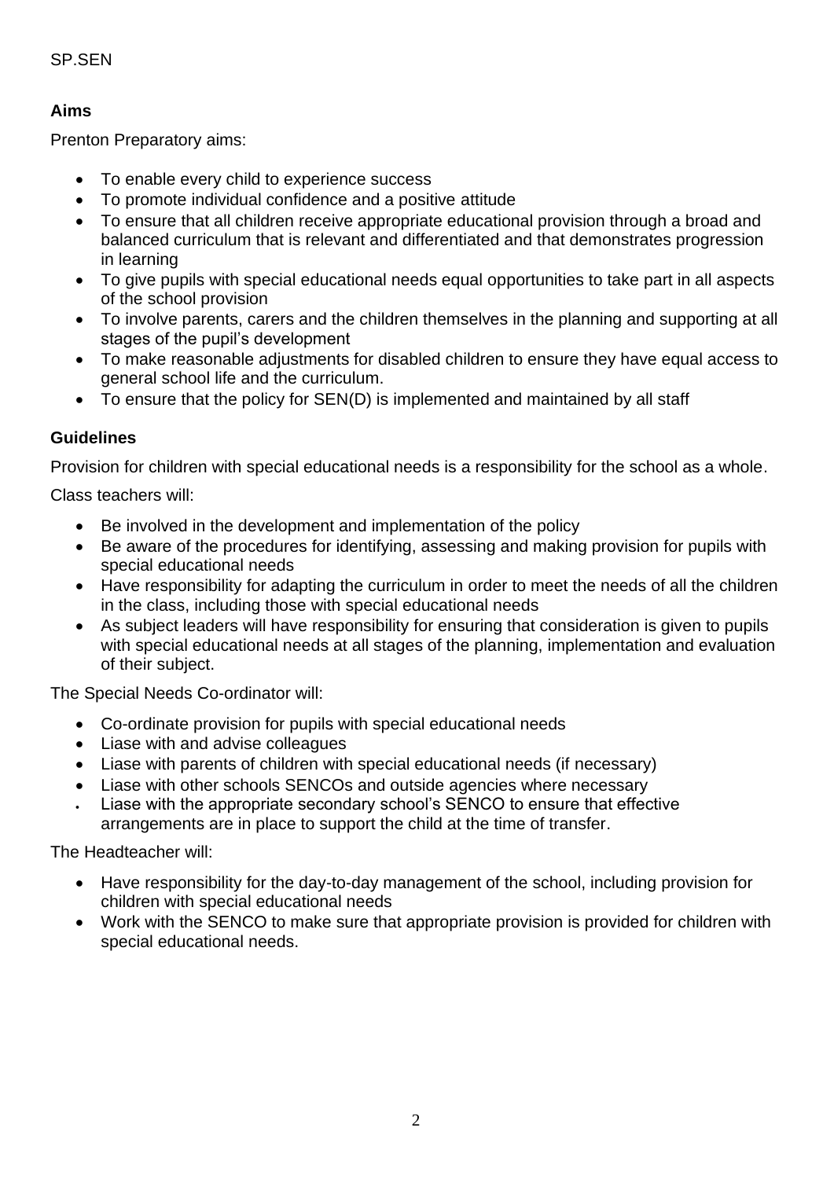SP.SEN

## Aims

Prenton Preparatory aims:

- To enable every child to experience success
- To promote individual confidence and a positive attitude
- To ensure that all children receive appropriate educational provision through a broad and balanced curriculum that is relevant and differentiated and that demonstrates progression in learning
- To give pupils with special educational needs equal opportunities to take part in all aspects of the school provision
- To involve parents, carers and the children themselves in the planning and supporting at all stages of the pupil's development
- To make reasonable adjustments for disabled children to ensure they have equal access to general school life and the curriculum.
- To ensure that the policy for SEN(D) is implemented and maintained by all staff

## Guidelines

Provision for children with special educational needs is a responsibility for the school as a whole.

Class teachers will:

- Be involved in the development and implementation of the policy
- Be aware of the procedures for identifying, assessing and making provision for pupils with special educational needs
- Have responsibility for adapting the curriculum in order to meet the needs of all the children in the class, including those with special educational needs
- As subject leaders will have responsibility for ensuring that consideration is given to pupils with special educational needs at all stages of the planning, implementation and evaluation of their subject.

The Special Needs Co-ordinator will:

- Co-ordinate provision for pupils with special educational needs
- Liase with and advise colleagues
- Liase with parents of children with special educational needs (if necessary)
- Liase with other schools SENCOs and outside agencies where necessary
- Liase with the appropriate secondary school's SENCO to ensure that effective arrangements are in place to support the child at the time of transfer.

The Headteacher will:

- Have responsibility for the day-to-day management of the school, including provision for children with special educational needs
- Work with the SENCO to make sure that appropriate provision is provided for children with special educational needs.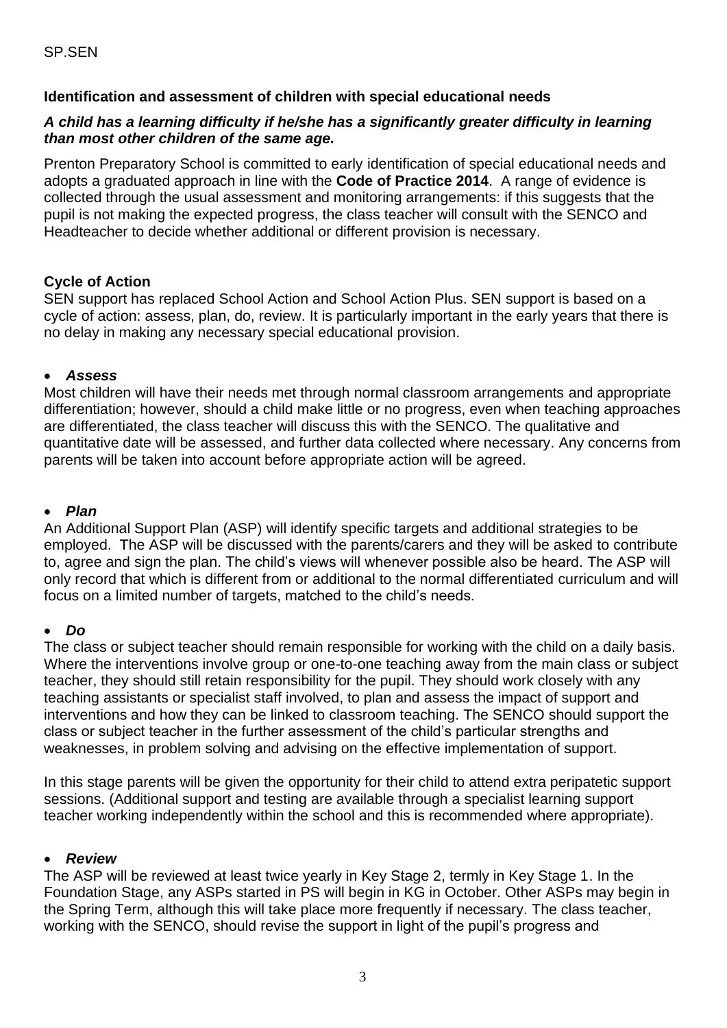SP.SEN

**Identification and assessment of children with special educational needs**

***A child has a learning difficulty if he/she has a significantly greater difficulty in learning than most other children of the same age.***

Prenton Preparatory School is committed to early identification of special educational needs and adopts a graduated approach in line with the **Code of Practice 2014**. A range of evidence is collected through the usual assessment and monitoring arrangements: if this suggests that the pupil is not making the expected progress, the class teacher will consult with the SENCO and Headteacher to decide whether additional or different provision is necessary.

**Cycle of Action**

SEN support has replaced School Action and School Action Plus. SEN support is based on a cycle of action: assess, plan, do, review. It is particularly important in the early years that there is no delay in making any necessary special educational provision.

- ***Assess***

Most children will have their needs met through normal classroom arrangements and appropriate differentiation; however, should a child make little or no progress, even when teaching approaches are differentiated, the class teacher will discuss this with the SENCO. The qualitative and quantitative date will be assessed, and further data collected where necessary. Any concerns from parents will be taken into account before appropriate action will be agreed.

- ***Plan***

An Additional Support Plan (ASP) will identify specific targets and additional strategies to be employed. The ASP will be discussed with the parents/carers and they will be asked to contribute to, agree and sign the plan. The child's views will whenever possible also be heard. The ASP will only record that which is different from or additional to the normal differentiated curriculum and will focus on a limited number of targets, matched to the child's needs.

- ***Do***

The class or subject teacher should remain responsible for working with the child on a daily basis. Where the interventions involve group or one-to-one teaching away from the main class or subject teacher, they should still retain responsibility for the pupil. They should work closely with any teaching assistants or specialist staff involved, to plan and assess the impact of support and interventions and how they can be linked to classroom teaching. The SENCO should support the class or subject teacher in the further assessment of the child's particular strengths and weaknesses, in problem solving and advising on the effective implementation of support.

In this stage parents will be given the opportunity for their child to attend extra peripatetic support sessions. (Additional support and testing are available through a specialist learning support teacher working independently within the school and this is recommended where appropriate).

- ***Review***

The ASP will be reviewed at least twice yearly in Key Stage 2, termly in Key Stage 1. In the Foundation Stage, any ASPs started in PS will begin in KG in October. Other ASPs may begin in the Spring Term, although this will take place more frequently if necessary. The class teacher, working with the SENCO, should revise the support in light of the pupil's progress and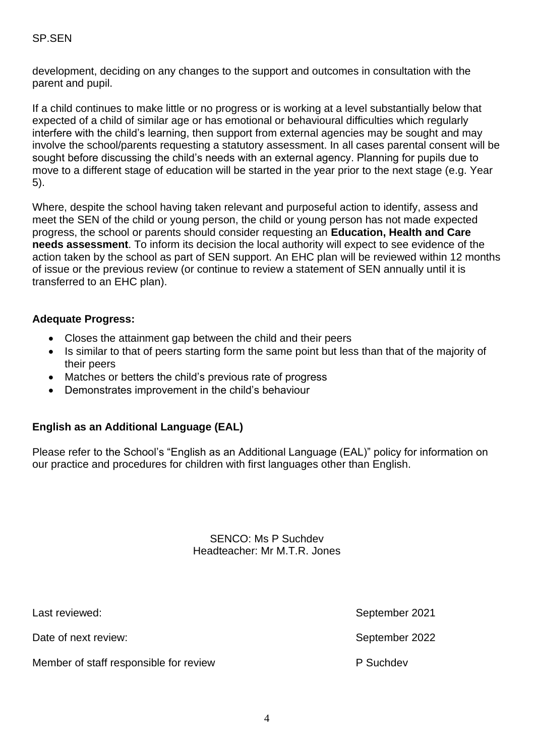development, deciding on any changes to the support and outcomes in consultation with the parent and pupil.

If a child continues to make little or no progress or is working at a level substantially below that expected of a child of similar age or has emotional or behavioural difficulties which regularly interfere with the child's learning, then support from external agencies may be sought and may involve the school/parents requesting a statutory assessment. In all cases parental consent will be sought before discussing the child's needs with an external agency. Planning for pupils due to move to a different stage of education will be started in the year prior to the next stage (e.g. Year 5).

Where, despite the school having taken relevant and purposeful action to identify, assess and meet the SEN of the child or young person, the child or young person has not made expected progress, the school or parents should consider requesting an **Education, Health and Care needs assessment**. To inform its decision the local authority will expect to see evidence of the action taken by the school as part of SEN support. An EHC plan will be reviewed within 12 months of issue or the previous review (or continue to review a statement of SEN annually until it is transferred to an EHC plan).

**Adequate Progress:**

- Closes the attainment gap between the child and their peers
- Is similar to that of peers starting form the same point but less than that of the majority of their peers
- Matches or betters the child's previous rate of progress
- Demonstrates improvement in the child's behaviour

**English as an Additional Language (EAL)**

Please refer to the School's "English as an Additional Language (EAL)" policy for information on our practice and procedures for children with first languages other than English.

SENCO: Ms P Suchdev
Headteacher: Mr M.T.R. Jones

| | |
|---|---|
| Last reviewed: | September 2021 |
| Date of next review: | September 2022 |
| Member of staff responsible for review | P Suchdev |